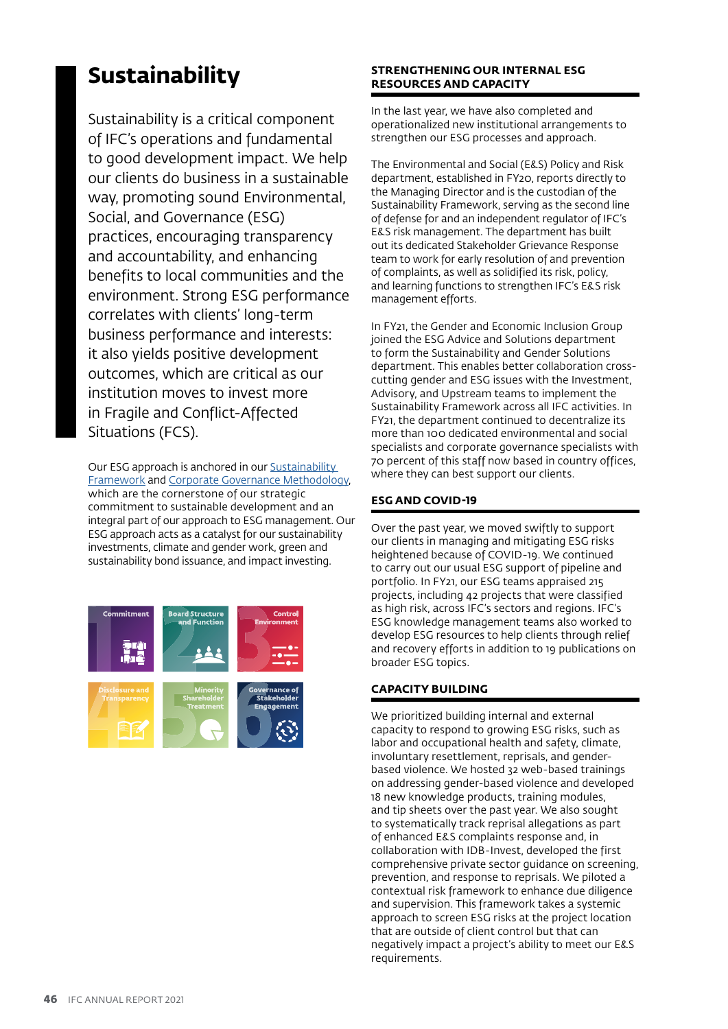# Sustainability

Sustainability is a critical component of IFC's operations and fundamental to good development impact. We help our clients do business in a sustainable way, promoting sound Environmental, Social, and Governance (ESG) practices, encouraging transparency and accountability, and enhancing benefits to local communities and the environment. Strong ESG performance correlates with clients' long-term business performance and interests: it also yields positive development outcomes, which are critical as our institution moves to invest more in Fragile and Conflict-Affected Situations (FCS).

Our ESG approach is anchored in our [Sustainability Framework] and [Corporate Governance Methodology], which are the cornerstone of our strategic commitment to sustainable development and an integral part of our approach to ESG management. Our ESG approach acts as a catalyst for our sustainability investments, climate and gender work, green and sustainability bond issuance, and impact investing.

1 Commitment
2 Board Structure and Function
3 Control Environment
4 Disclosure and Transparency
5 Minority Shareholder Treatment
6 Governance of Stakeholder Engagement

## STRENGTHENING OUR INTERNAL ESG RESOURCES AND CAPACITY

In the last year, we have also completed and operationalized new institutional arrangements to strengthen our ESG processes and approach.

The Environmental and Social (E&S) Policy and Risk department, established in FY20, reports directly to the Managing Director and is the custodian of the Sustainability Framework, serving as the second line of defense for and an independent regulator of IFC's E&S risk management. The department has built out its dedicated Stakeholder Grievance Response team to work for early resolution of and prevention of complaints, as well as solidified its risk, policy, and learning functions to strengthen IFC's E&S risk management efforts.

In FY21, the Gender and Economic Inclusion Group joined the ESG Advice and Solutions department to form the Sustainability and Gender Solutions department. This enables better collaboration cross-cutting gender and ESG issues with the Investment, Advisory, and Upstream teams to implement the Sustainability Framework across all IFC activities. In FY21, the department continued to decentralize its more than 100 dedicated environmental and social specialists and corporate governance specialists with 70 percent of this staff now based in country offices, where they can best support our clients.

## ESG AND COVID-19

Over the past year, we moved swiftly to support our clients in managing and mitigating ESG risks heightened because of COVID-19. We continued to carry out our usual ESG support of pipeline and portfolio. In FY21, our ESG teams appraised 215 projects, including 42 projects that were classified as high risk, across IFC's sectors and regions. IFC's ESG knowledge management teams also worked to develop ESG resources to help clients through relief and recovery efforts in addition to 19 publications on broader ESG topics.

## CAPACITY BUILDING

We prioritized building internal and external capacity to respond to growing ESG risks, such as labor and occupational health and safety, climate, involuntary resettlement, reprisals, and gender-based violence. We hosted 32 web-based trainings on addressing gender-based violence and developed 18 new knowledge products, training modules, and tip sheets over the past year. We also sought to systematically track reprisal allegations as part of enhanced E&S complaints response and, in collaboration with IDB-Invest, developed the first comprehensive private sector guidance on screening, prevention, and response to reprisals. We piloted a contextual risk framework to enhance due diligence and supervision. This framework takes a systemic approach to screen ESG risks at the project location that are outside of client control but that can negatively impact a project's ability to meet our E&S requirements.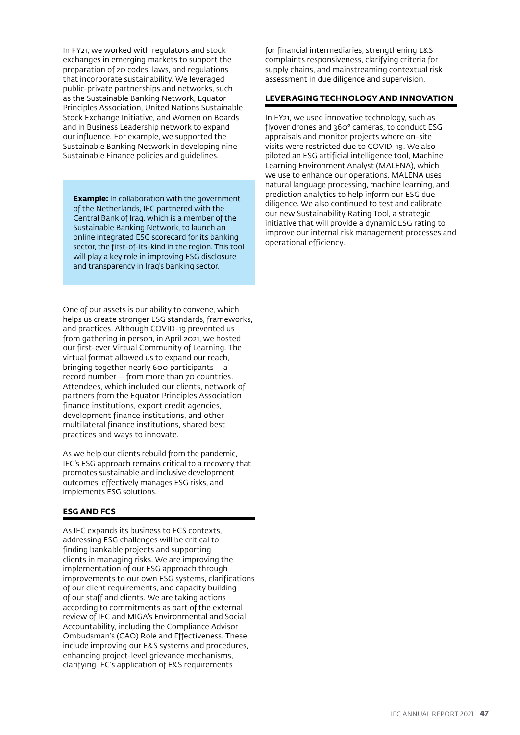In FY21, we worked with regulators and stock exchanges in emerging markets to support the preparation of 20 codes, laws, and regulations that incorporate sustainability. We leveraged public-private partnerships and networks, such as the Sustainable Banking Network, Equator Principles Association, United Nations Sustainable Stock Exchange Initiative, and Women on Boards and in Business Leadership network to expand our influence. For example, we supported the Sustainable Banking Network in developing nine Sustainable Finance policies and guidelines.

> **Example:** In collaboration with the government of the Netherlands, IFC partnered with the Central Bank of Iraq, which is a member of the Sustainable Banking Network, to launch an online integrated ESG scorecard for its banking sector, the first-of-its-kind in the region. This tool will play a key role in improving ESG disclosure and transparency in Iraq's banking sector.

One of our assets is our ability to convene, which helps us create stronger ESG standards, frameworks, and practices. Although COVID-19 prevented us from gathering in person, in April 2021, we hosted our first-ever Virtual Community of Learning. The virtual format allowed us to expand our reach, bringing together nearly 600 participants — a record number — from more than 70 countries. Attendees, which included our clients, network of partners from the Equator Principles Association finance institutions, export credit agencies, development finance institutions, and other multilateral finance institutions, shared best practices and ways to innovate.

As we help our clients rebuild from the pandemic, IFC's ESG approach remains critical to a recovery that promotes sustainable and inclusive development outcomes, effectively manages ESG risks, and implements ESG solutions.

## ESG AND FCS

As IFC expands its business to FCS contexts, addressing ESG challenges will be critical to finding bankable projects and supporting clients in managing risks. We are improving the implementation of our ESG approach through improvements to our own ESG systems, clarifications of our client requirements, and capacity building of our staff and clients. We are taking actions according to commitments as part of the external review of IFC and MIGA's Environmental and Social Accountability, including the Compliance Advisor Ombudsman's (CAO) Role and Effectiveness. These include improving our E&S systems and procedures, enhancing project-level grievance mechanisms, clarifying IFC's application of E&S requirements for financial intermediaries, strengthening E&S complaints responsiveness, clarifying criteria for supply chains, and mainstreaming contextual risk assessment in due diligence and supervision.

## LEVERAGING TECHNOLOGY AND INNOVATION

In FY21, we used innovative technology, such as flyover drones and 360° cameras, to conduct ESG appraisals and monitor projects where on-site visits were restricted due to COVID-19. We also piloted an ESG artificial intelligence tool, Machine Learning Environment Analyst (MALENA), which we use to enhance our operations. MALENA uses natural language processing, machine learning, and prediction analytics to help inform our ESG due diligence. We also continued to test and calibrate our new Sustainability Rating Tool, a strategic initiative that will provide a dynamic ESG rating to improve our internal risk management processes and operational efficiency.